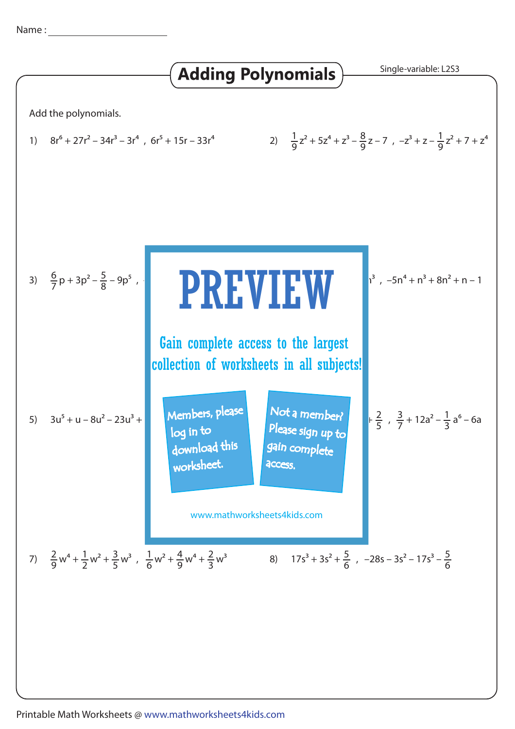Name : ______________________

# Adding Polynomials

Single-variable: L2S3

Add the polynomials.

1) $8r^6 + 27r^2 - 34r^3 - 3r^4$ , $6r^5 + 15r - 33r^4$

2) $\frac{1}{9}z^2 + 5z^4 + z^3 - \frac{8}{9}z - 7$ , $-z^3 + z - \frac{1}{9}z^2 + 7 + z^4$

3) $\frac{6}{7}p + 3p^2 - \frac{5}{8} - 9p^5$ , ... $n^3$ , $-5n^4 + n^3 + 8n^2 + n - 1$

**PREVIEW**

Gain complete access to the largest collection of worksheets in all subjects!

Members, please log in to download this worksheet.

Not a member? Please sign up to gain complete access.

www.mathworksheets4kids.com

5) $3u^5 + u - 8u^2 - 23u^3 +$ ... $+ \frac{2}{5}$ , $\frac{3}{7} + 12a^2 - \frac{1}{3}a^6 - 6a$

7) $\frac{2}{9}w^4 + \frac{1}{2}w^2 + \frac{3}{5}w^3$ , $\frac{1}{6}w^2 + \frac{4}{9}w^4 + \frac{2}{3}w^3$

8) $17s^3 + 3s^2 + \frac{5}{6}$ , $-28s - 3s^2 - 17s^3 - \frac{5}{6}$

Printable Math Worksheets @ www.mathworksheets4kids.com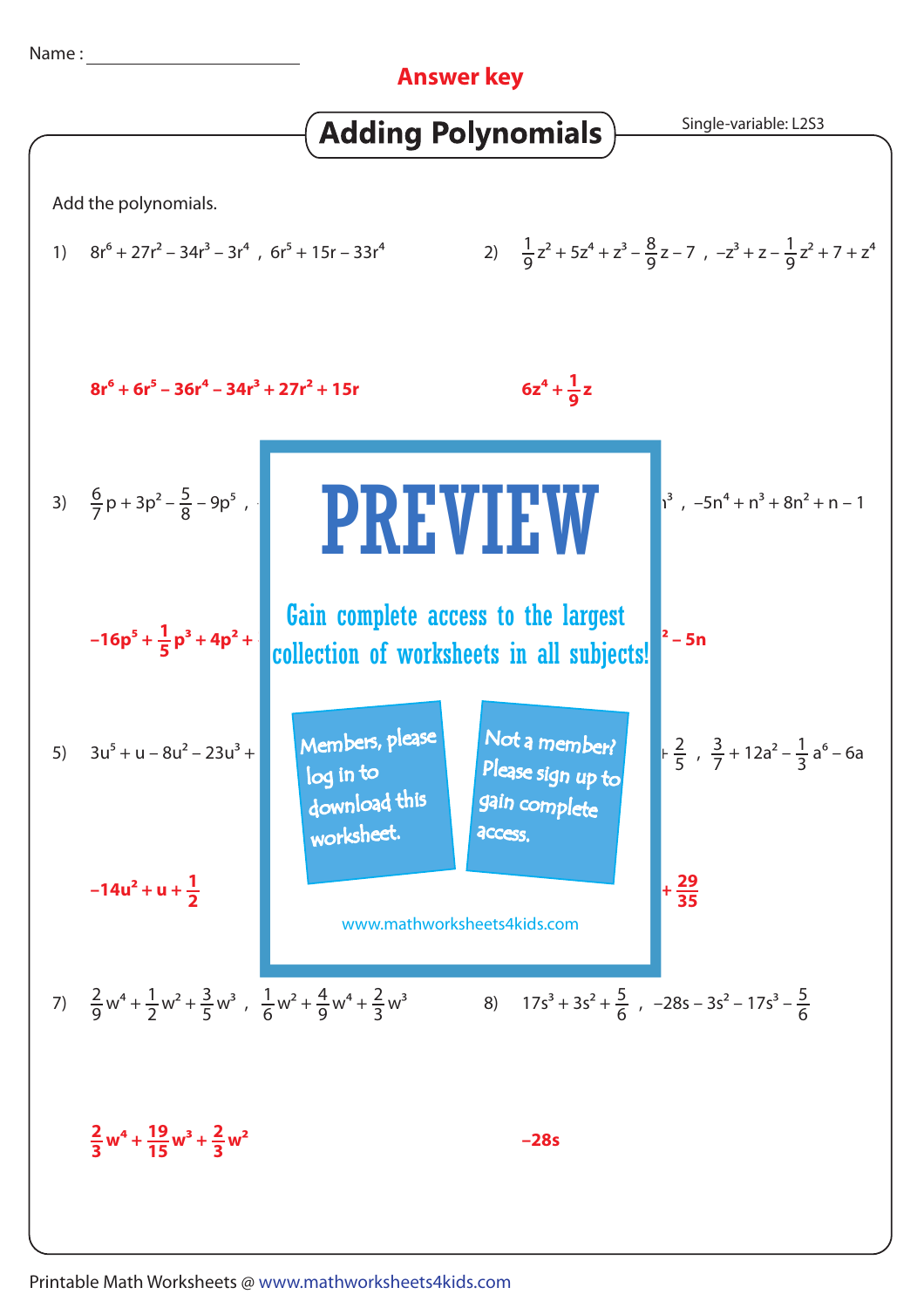Name :

**Answer key**

# Adding Polynomials

Single-variable: L2S3

Add the polynomials.

1) $8r^6 + 27r^2 - 34r^3 - 3r^4$ , $6r^5 + 15r - 33r^4$

**$8r^6 + 6r^5 - 36r^4 - 34r^3 + 27r^2 + 15r$**

2) $\frac{1}{9}z^2 + 5z^4 + z^3 - \frac{8}{9}z - 7$ , $-z^3 + z - \frac{1}{9}z^2 + 7 + z^4$

**$6z^4 + \frac{1}{9}z$**

3) $\frac{6}{7}p + 3p^2 - \frac{5}{8} - 9p^5$ ,

**$-16p^5 + \frac{1}{5}p^3 + 4p^2 +$**

4) $n^3$ , $-5n^4 + n^3 + 8n^2 + n - 1$

**$^2 - 5n$**

5) $3u^5 + u - 8u^2 - 23u^3 +$

**$-14u^2 + u + \frac{1}{2}$**

6) $+ \frac{2}{5}$ , $\frac{3}{7} + 12a^2 - \frac{1}{3}a^6 - 6a$

**$+ \frac{29}{35}$**

PREVIEW

Gain complete access to the largest collection of worksheets in all subjects!

Members, please log in to download this worksheet.

Not a member? Please sign up to gain complete access.

www.mathworksheets4kids.com

7) $\frac{2}{9}w^4 + \frac{1}{2}w^2 + \frac{3}{5}w^3$ , $\frac{1}{6}w^2 + \frac{4}{9}w^4 + \frac{2}{3}w^3$

**$\frac{2}{3}w^4 + \frac{19}{15}w^3 + \frac{2}{3}w^2$**

8) $17s^3 + 3s^2 + \frac{5}{6}$ , $-28s - 3s^2 - 17s^3 - \frac{5}{6}$

**$-28s$**

Printable Math Worksheets @ www.mathworksheets4kids.com